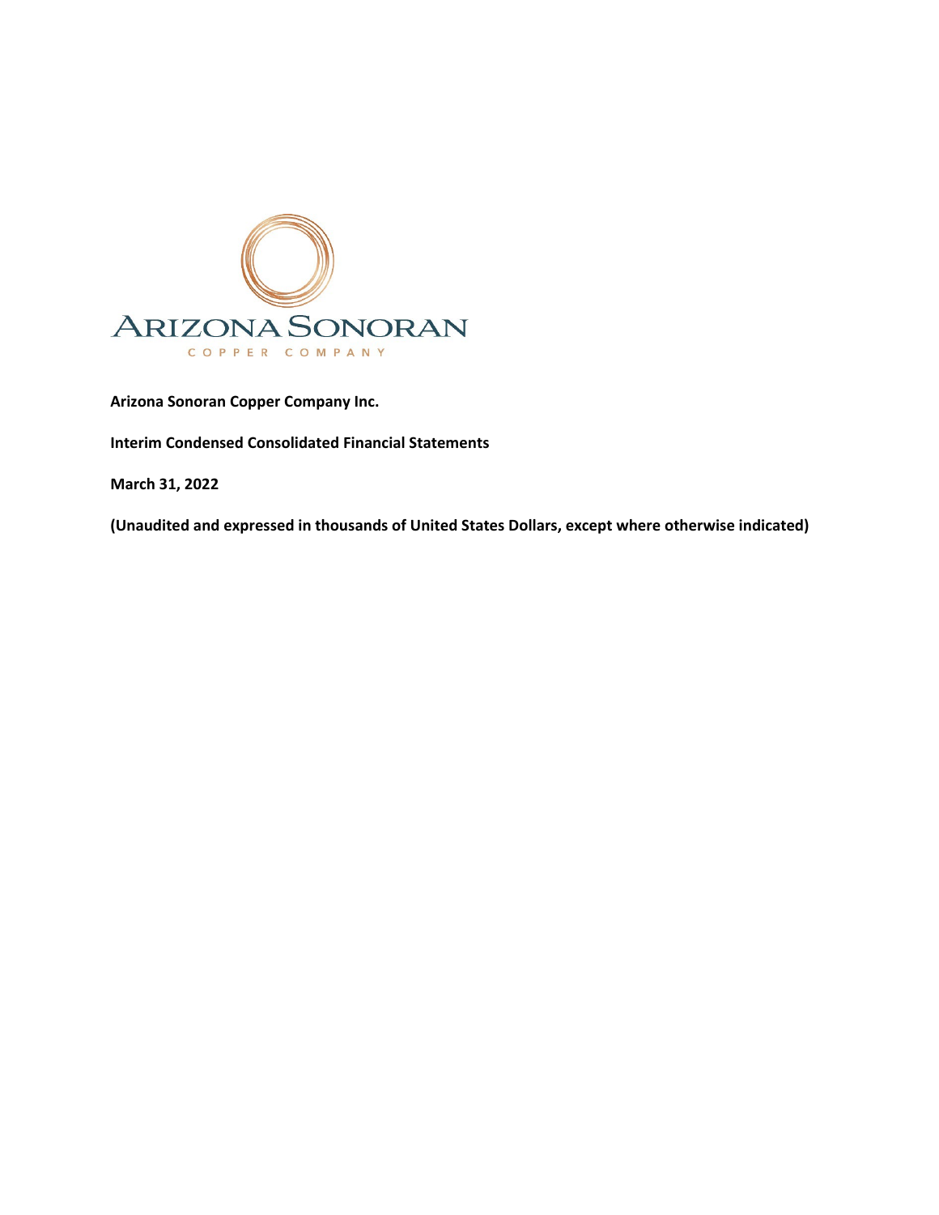ARIZONA SONORAN

COPPER COMPANY

**Arizona Sonoran Copper Company Inc.**

**Interim Condensed Consolidated Financial Statements**

**March 31, 2022**

**(Unaudited and expressed in thousands of United States Dollars, except where otherwise indicated)**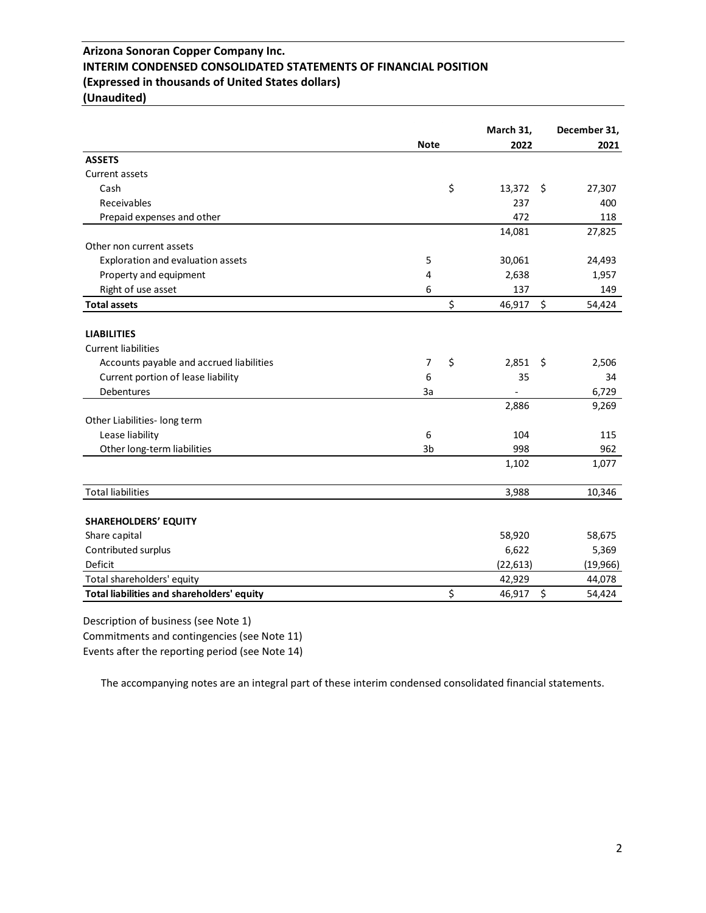# Arizona Sonoran Copper Company Inc.
## INTERIM CONDENSED CONSOLIDATED STATEMENTS OF FINANCIAL POSITION
### (Expressed in thousands of United States dollars)
### (Unaudited)

| | Note | March 31, 2022 | December 31, 2021 |
|---|---|---|---|
| **ASSETS** | | | |
| Current assets | | | |
| Cash | | $ 13,372 | $ 27,307 |
| Receivables | | 237 | 400 |
| Prepaid expenses and other | | 472 | 118 |
| | | 14,081 | 27,825 |
| Other non current assets | | | |
| Exploration and evaluation assets | 5 | 30,061 | 24,493 |
| Property and equipment | 4 | 2,638 | 1,957 |
| Right of use asset | 6 | 137 | 149 |
| **Total assets** | | $ 46,917 | $ 54,424 |
| | | | |
| **LIABILITIES** | | | |
| Current liabilities | | | |
| Accounts payable and accrued liabilities | 7 | $ 2,851 | $ 2,506 |
| Current portion of lease liability | 6 | 35 | 34 |
| Debentures | 3a | - | 6,729 |
| | | 2,886 | 9,269 |
| Other Liabilities- long term | | | |
| Lease liability | 6 | 104 | 115 |
| Other long-term liabilities | 3b | 998 | 962 |
| | | 1,102 | 1,077 |
| | | | |
| Total liabilities | | 3,988 | 10,346 |
| | | | |
| **SHAREHOLDERS' EQUITY** | | | |
| Share capital | | 58,920 | 58,675 |
| Contributed surplus | | 6,622 | 5,369 |
| Deficit | | (22,613) | (19,966) |
| Total shareholders' equity | | 42,929 | 44,078 |
| **Total liabilities and shareholders' equity** | | $ 46,917 | $ 54,424 |

Description of business (see Note 1)

Commitments and contingencies (see Note 11)

Events after the reporting period (see Note 14)

The accompanying notes are an integral part of these interim condensed consolidated financial statements.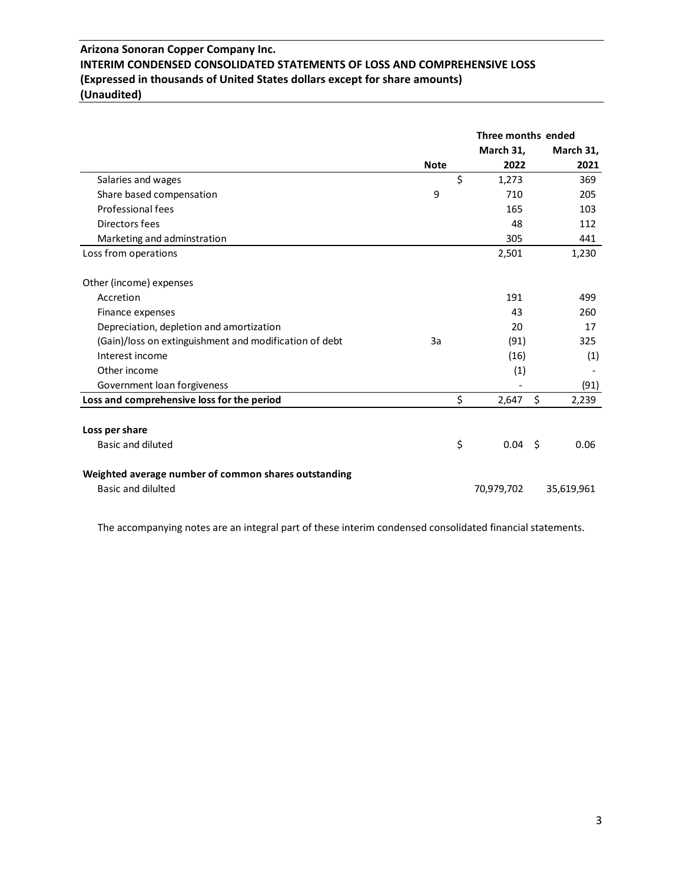**Arizona Sonoran Copper Company Inc.**
**INTERIM CONDENSED CONSOLIDATED STATEMENTS OF LOSS AND COMPREHENSIVE LOSS**
**(Expressed in thousands of United States dollars except for share amounts)**
**(Unaudited)**

| | Note | Three months ended March 31, 2022 | March 31, 2021 |
|---|---|---|---|
| Salaries and wages | | $ 1,273 | 369 |
| Share based compensation | 9 | 710 | 205 |
| Professional fees | | 165 | 103 |
| Directors fees | | 48 | 112 |
| Marketing and adminstration | | 305 | 441 |
| Loss from operations | | 2,501 | 1,230 |
| | | | |
| Other (income) expenses | | | |
| Accretion | | 191 | 499 |
| Finance expenses | | 43 | 260 |
| Depreciation, depletion and amortization | | 20 | 17 |
| (Gain)/loss on extinguishment and modification of debt | 3a | (91) | 325 |
| Interest income | | (16) | (1) |
| Other income | | (1) | - |
| Government loan forgiveness | | - | (91) |
| **Loss and comprehensive loss for the period** | | $ 2,647 | $ 2,239 |
| | | | |
| **Loss per share** | | | |
| Basic and diluted | | $ 0.04 | $ 0.06 |
| | | | |
| **Weighted average number of common shares outstanding** | | | |
| Basic and dilulted | | 70,979,702 | 35,619,961 |

The accompanying notes are an integral part of these interim condensed consolidated financial statements.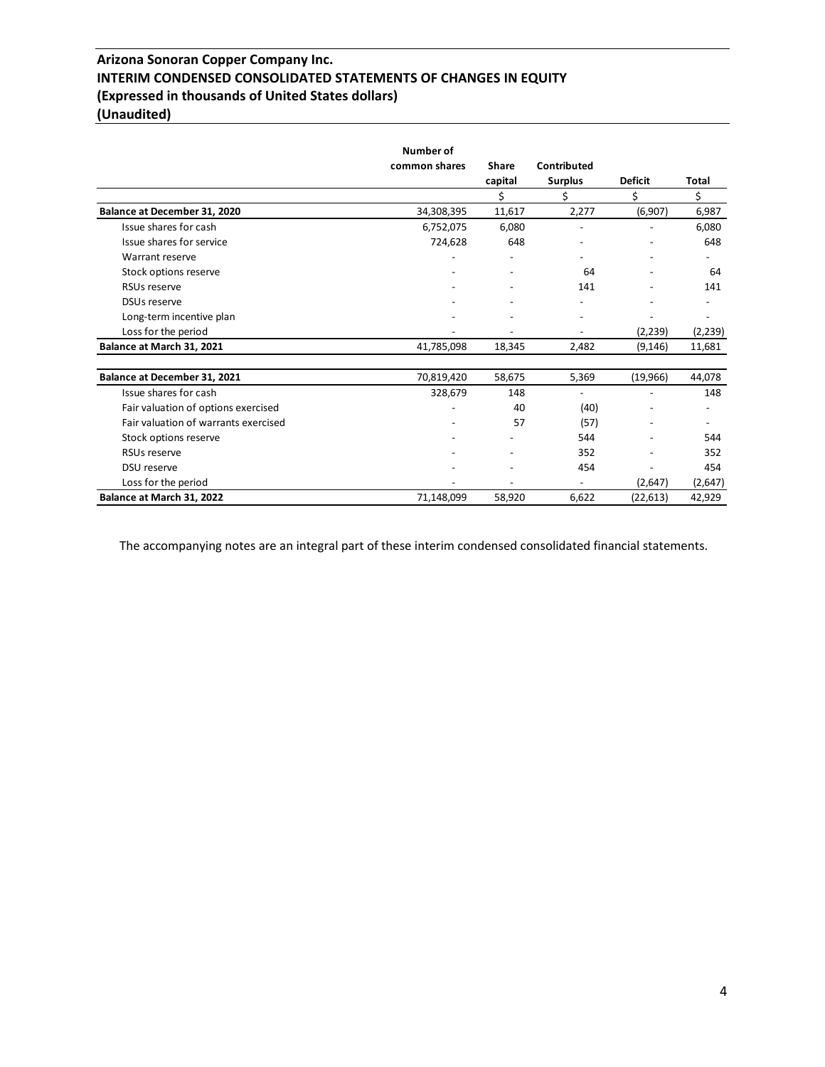# Arizona Sonoran Copper Company Inc.
## INTERIM CONDENSED CONSOLIDATED STATEMENTS OF CHANGES IN EQUITY
### (Expressed in thousands of United States dollars)
### (Unaudited)

| | Number of common shares | Share capital | Contributed Surplus | Deficit | Total |
|---|---|---|---|---|---|
| | | $ | $ | $ | $ |
| **Balance at December 31, 2020** | 34,308,395 | 11,617 | 2,277 | (6,907) | 6,987 |
| Issue shares for cash | 6,752,075 | 6,080 | - | - | 6,080 |
| Issue shares for service | 724,628 | 648 | - | - | 648 |
| Warrant reserve | - | - | - | - | - |
| Stock options reserve | - | - | 64 | - | 64 |
| RSUs reserve | - | - | 141 | - | 141 |
| DSUs reserve | - | - | - | - | - |
| Long-term incentive plan | - | - | - | - | - |
| Loss for the period | - | - | - | (2,239) | (2,239) |
| **Balance at March 31, 2021** | 41,785,098 | 18,345 | 2,482 | (9,146) | 11,681 |
| | | | | | |
| **Balance at December 31, 2021** | 70,819,420 | 58,675 | 5,369 | (19,966) | 44,078 |
| Issue shares for cash | 328,679 | 148 | - | - | 148 |
| Fair valuation of options exercised | - | 40 | (40) | - | - |
| Fair valuation of warrants exercised | - | 57 | (57) | - | - |
| Stock options reserve | - | - | 544 | - | 544 |
| RSUs reserve | - | - | 352 | - | 352 |
| DSU reserve | - | - | 454 | - | 454 |
| Loss for the period | - | - | - | (2,647) | (2,647) |
| **Balance at March 31, 2022** | 71,148,099 | 58,920 | 6,622 | (22,613) | 42,929 |

The accompanying notes are an integral part of these interim condensed consolidated financial statements.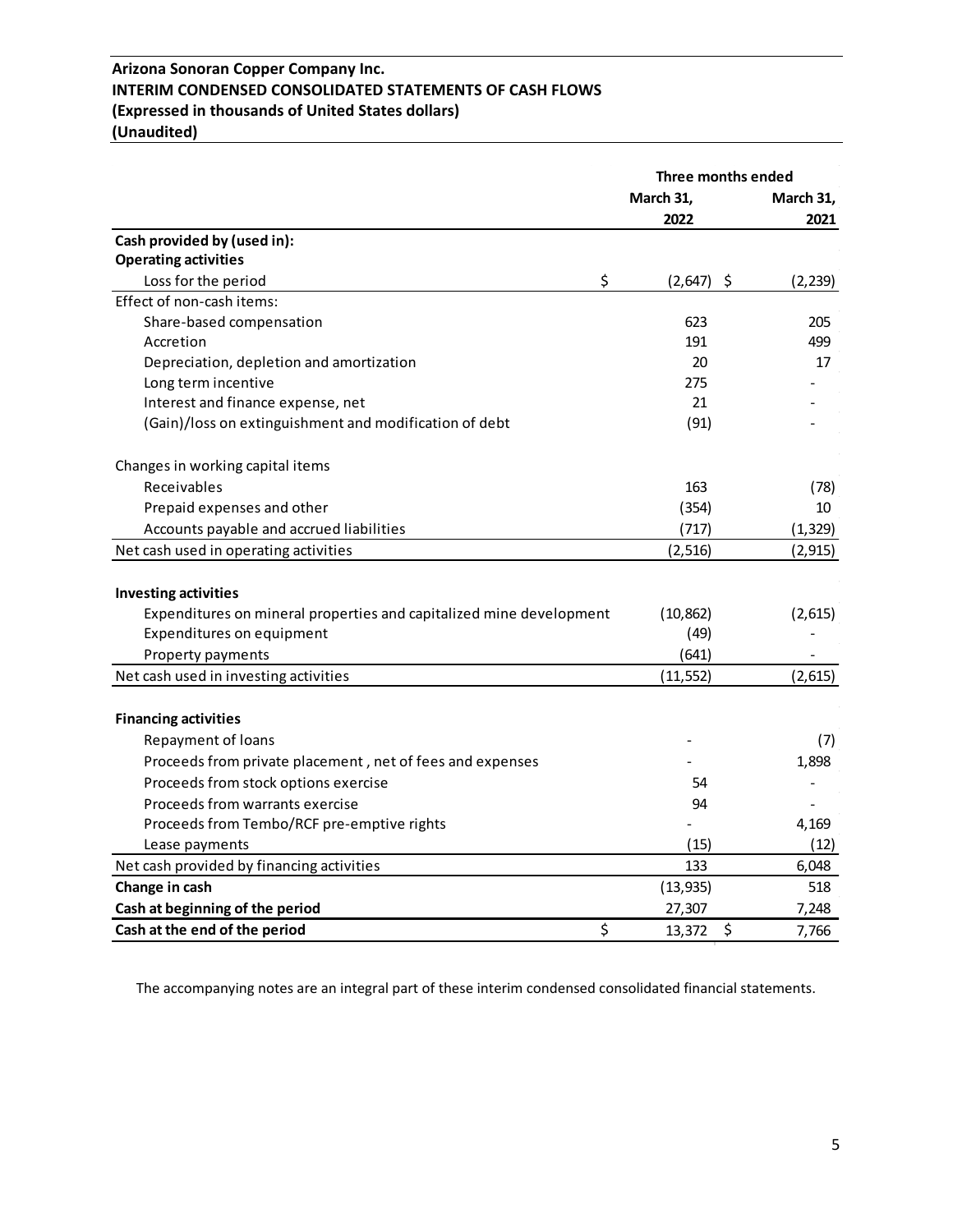**Arizona Sonoran Copper Company Inc.**
**INTERIM CONDENSED CONSOLIDATED STATEMENTS OF CASH FLOWS**
**(Expressed in thousands of United States dollars)**
**(Unaudited)**

| | Three months ended | |
|---|---|---|
| | **March 31, 2022** | **March 31, 2021** |
| **Cash provided by (used in):** | | |
| **Operating activities** | | |
| Loss for the period | $ (2,647) | $ (2,239) |
| Effect of non-cash items: | | |
| Share-based compensation | 623 | 205 |
| Accretion | 191 | 499 |
| Depreciation, depletion and amortization | 20 | 17 |
| Long term incentive | 275 | - |
| Interest and finance expense, net | 21 | - |
| (Gain)/loss on extinguishment and modification of debt | (91) | - |
| | | |
| Changes in working capital items | | |
| Receivables | 163 | (78) |
| Prepaid expenses and other | (354) | 10 |
| Accounts payable and accrued liabilities | (717) | (1,329) |
| Net cash used in operating activities | (2,516) | (2,915) |
| | | |
| **Investing activities** | | |
| Expenditures on mineral properties and capitalized mine development | (10,862) | (2,615) |
| Expenditures on equipment | (49) | - |
| Property payments | (641) | - |
| Net cash used in investing activities | (11,552) | (2,615) |
| | | |
| **Financing activities** | | |
| Repayment of loans | - | (7) |
| Proceeds from private placement , net of fees and expenses | - | 1,898 |
| Proceeds from stock options exercise | 54 | - |
| Proceeds from warrants exercise | 94 | - |
| Proceeds from Tembo/RCF pre-emptive rights | - | 4,169 |
| Lease payments | (15) | (12) |
| Net cash provided by financing activities | 133 | 6,048 |
| **Change in cash** | (13,935) | 518 |
| **Cash at beginning of the period** | 27,307 | 7,248 |
| **Cash at the end of the period** | $ 13,372 | $ 7,766 |

The accompanying notes are an integral part of these interim condensed consolidated financial statements.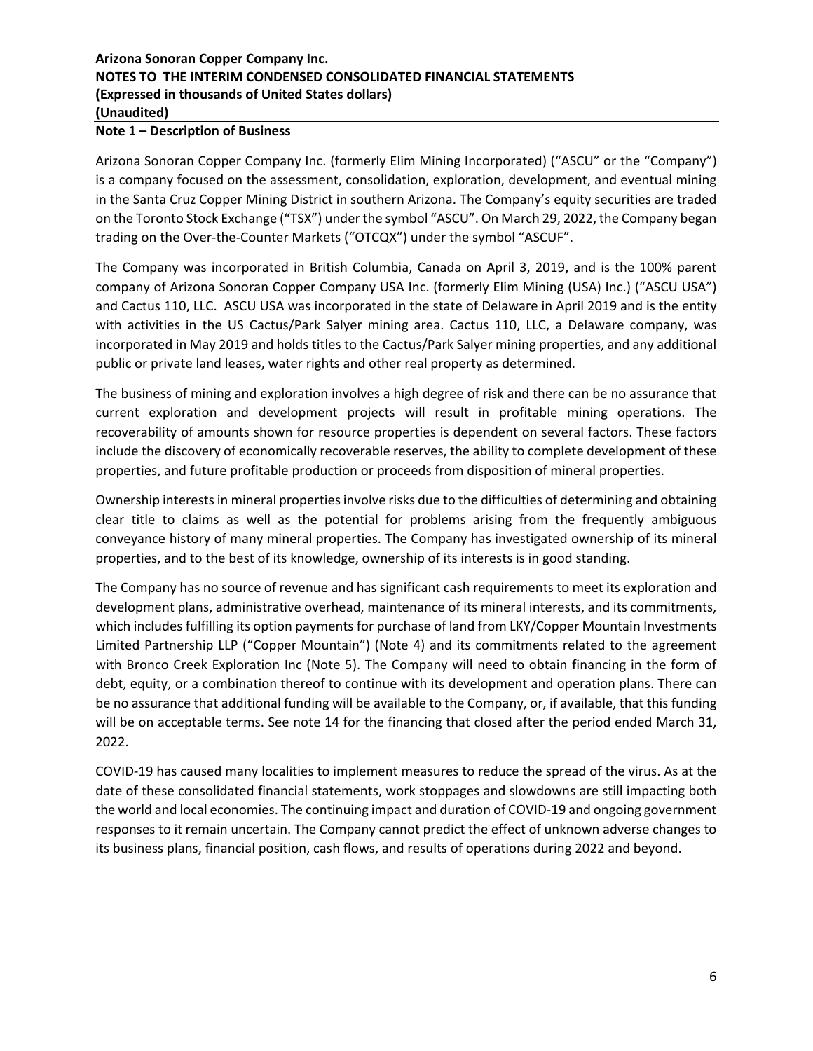## Note 1 – Description of Business

Arizona Sonoran Copper Company Inc. (formerly Elim Mining Incorporated) ("ASCU" or the "Company") is a company focused on the assessment, consolidation, exploration, development, and eventual mining in the Santa Cruz Copper Mining District in southern Arizona. The Company's equity securities are traded on the Toronto Stock Exchange ("TSX") under the symbol "ASCU". On March 29, 2022, the Company began trading on the Over-the-Counter Markets ("OTCQX") under the symbol "ASCUF".

The Company was incorporated in British Columbia, Canada on April 3, 2019, and is the 100% parent company of Arizona Sonoran Copper Company USA Inc. (formerly Elim Mining (USA) Inc.) ("ASCU USA") and Cactus 110, LLC. ASCU USA was incorporated in the state of Delaware in April 2019 and is the entity with activities in the US Cactus/Park Salyer mining area. Cactus 110, LLC, a Delaware company, was incorporated in May 2019 and holds titles to the Cactus/Park Salyer mining properties, and any additional public or private land leases, water rights and other real property as determined.

The business of mining and exploration involves a high degree of risk and there can be no assurance that current exploration and development projects will result in profitable mining operations. The recoverability of amounts shown for resource properties is dependent on several factors. These factors include the discovery of economically recoverable reserves, the ability to complete development of these properties, and future profitable production or proceeds from disposition of mineral properties.

Ownership interests in mineral properties involve risks due to the difficulties of determining and obtaining clear title to claims as well as the potential for problems arising from the frequently ambiguous conveyance history of many mineral properties. The Company has investigated ownership of its mineral properties, and to the best of its knowledge, ownership of its interests is in good standing.

The Company has no source of revenue and has significant cash requirements to meet its exploration and development plans, administrative overhead, maintenance of its mineral interests, and its commitments, which includes fulfilling its option payments for purchase of land from LKY/Copper Mountain Investments Limited Partnership LLP ("Copper Mountain") (Note 4) and its commitments related to the agreement with Bronco Creek Exploration Inc (Note 5). The Company will need to obtain financing in the form of debt, equity, or a combination thereof to continue with its development and operation plans. There can be no assurance that additional funding will be available to the Company, or, if available, that this funding will be on acceptable terms. See note 14 for the financing that closed after the period ended March 31, 2022.

COVID-19 has caused many localities to implement measures to reduce the spread of the virus. As at the date of these consolidated financial statements, work stoppages and slowdowns are still impacting both the world and local economies. The continuing impact and duration of COVID-19 and ongoing government responses to it remain uncertain. The Company cannot predict the effect of unknown adverse changes to its business plans, financial position, cash flows, and results of operations during 2022 and beyond.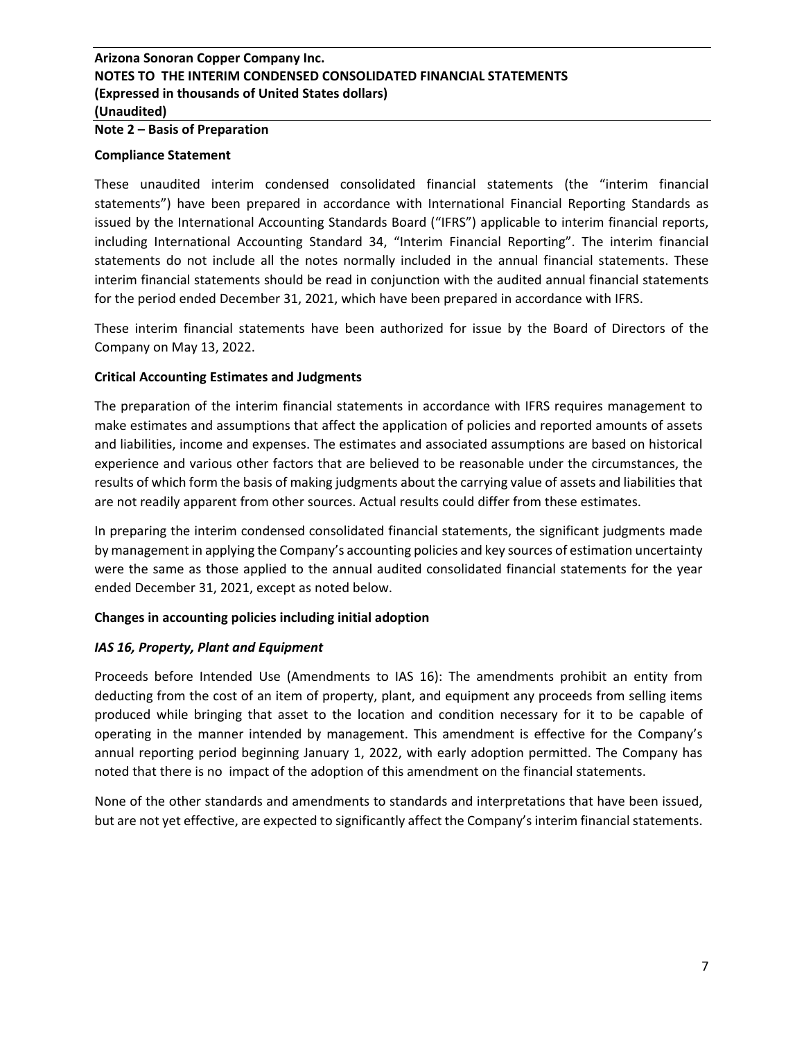## Note 2 – Basis of Preparation

### Compliance Statement

These unaudited interim condensed consolidated financial statements (the "interim financial statements") have been prepared in accordance with International Financial Reporting Standards as issued by the International Accounting Standards Board ("IFRS") applicable to interim financial reports, including International Accounting Standard 34, "Interim Financial Reporting". The interim financial statements do not include all the notes normally included in the annual financial statements. These interim financial statements should be read in conjunction with the audited annual financial statements for the period ended December 31, 2021, which have been prepared in accordance with IFRS.

These interim financial statements have been authorized for issue by the Board of Directors of the Company on May 13, 2022.

### Critical Accounting Estimates and Judgments

The preparation of the interim financial statements in accordance with IFRS requires management to make estimates and assumptions that affect the application of policies and reported amounts of assets and liabilities, income and expenses. The estimates and associated assumptions are based on historical experience and various other factors that are believed to be reasonable under the circumstances, the results of which form the basis of making judgments about the carrying value of assets and liabilities that are not readily apparent from other sources. Actual results could differ from these estimates.

In preparing the interim condensed consolidated financial statements, the significant judgments made by management in applying the Company's accounting policies and key sources of estimation uncertainty were the same as those applied to the annual audited consolidated financial statements for the year ended December 31, 2021, except as noted below.

### Changes in accounting policies including initial adoption

#### *IAS 16, Property, Plant and Equipment*

Proceeds before Intended Use (Amendments to IAS 16): The amendments prohibit an entity from deducting from the cost of an item of property, plant, and equipment any proceeds from selling items produced while bringing that asset to the location and condition necessary for it to be capable of operating in the manner intended by management. This amendment is effective for the Company's annual reporting period beginning January 1, 2022, with early adoption permitted. The Company has noted that there is no impact of the adoption of this amendment on the financial statements.

None of the other standards and amendments to standards and interpretations that have been issued, but are not yet effective, are expected to significantly affect the Company's interim financial statements.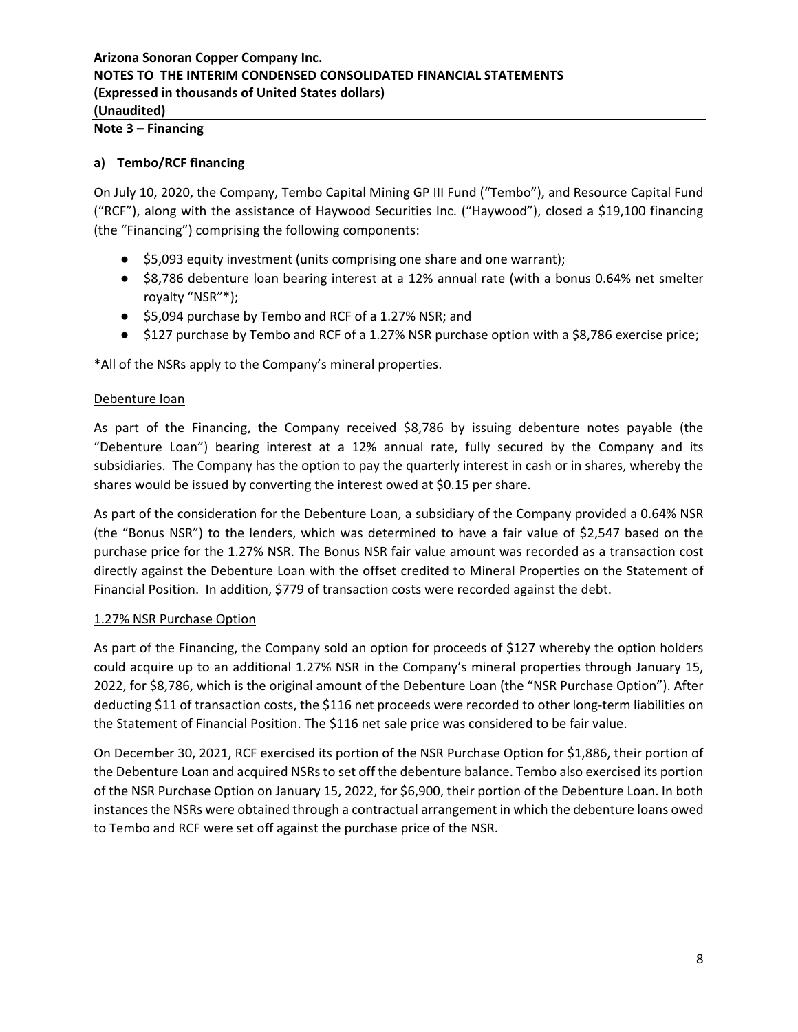**Note 3 – Financing**

**a) Tembo/RCF financing**

On July 10, 2020, the Company, Tembo Capital Mining GP III Fund ("Tembo"), and Resource Capital Fund ("RCF"), along with the assistance of Haywood Securities Inc. ("Haywood"), closed a $19,100 financing (the "Financing") comprising the following components:

- $5,093 equity investment (units comprising one share and one warrant);
- $8,786 debenture loan bearing interest at a 12% annual rate (with a bonus 0.64% net smelter royalty "NSR"*);
- $5,094 purchase by Tembo and RCF of a 1.27% NSR; and
- $127 purchase by Tembo and RCF of a 1.27% NSR purchase option with a $8,786 exercise price;

*All of the NSRs apply to the Company's mineral properties.

Debenture loan

As part of the Financing, the Company received $8,786 by issuing debenture notes payable (the "Debenture Loan") bearing interest at a 12% annual rate, fully secured by the Company and its subsidiaries. The Company has the option to pay the quarterly interest in cash or in shares, whereby the shares would be issued by converting the interest owed at $0.15 per share.

As part of the consideration for the Debenture Loan, a subsidiary of the Company provided a 0.64% NSR (the "Bonus NSR") to the lenders, which was determined to have a fair value of $2,547 based on the purchase price for the 1.27% NSR. The Bonus NSR fair value amount was recorded as a transaction cost directly against the Debenture Loan with the offset credited to Mineral Properties on the Statement of Financial Position. In addition, $779 of transaction costs were recorded against the debt.

1.27% NSR Purchase Option

As part of the Financing, the Company sold an option for proceeds of $127 whereby the option holders could acquire up to an additional 1.27% NSR in the Company's mineral properties through January 15, 2022, for $8,786, which is the original amount of the Debenture Loan (the "NSR Purchase Option"). After deducting $11 of transaction costs, the $116 net proceeds were recorded to other long-term liabilities on the Statement of Financial Position. The $116 net sale price was considered to be fair value.

On December 30, 2021, RCF exercised its portion of the NSR Purchase Option for $1,886, their portion of the Debenture Loan and acquired NSRs to set off the debenture balance. Tembo also exercised its portion of the NSR Purchase Option on January 15, 2022, for $6,900, their portion of the Debenture Loan. In both instances the NSRs were obtained through a contractual arrangement in which the debenture loans owed to Tembo and RCF were set off against the purchase price of the NSR.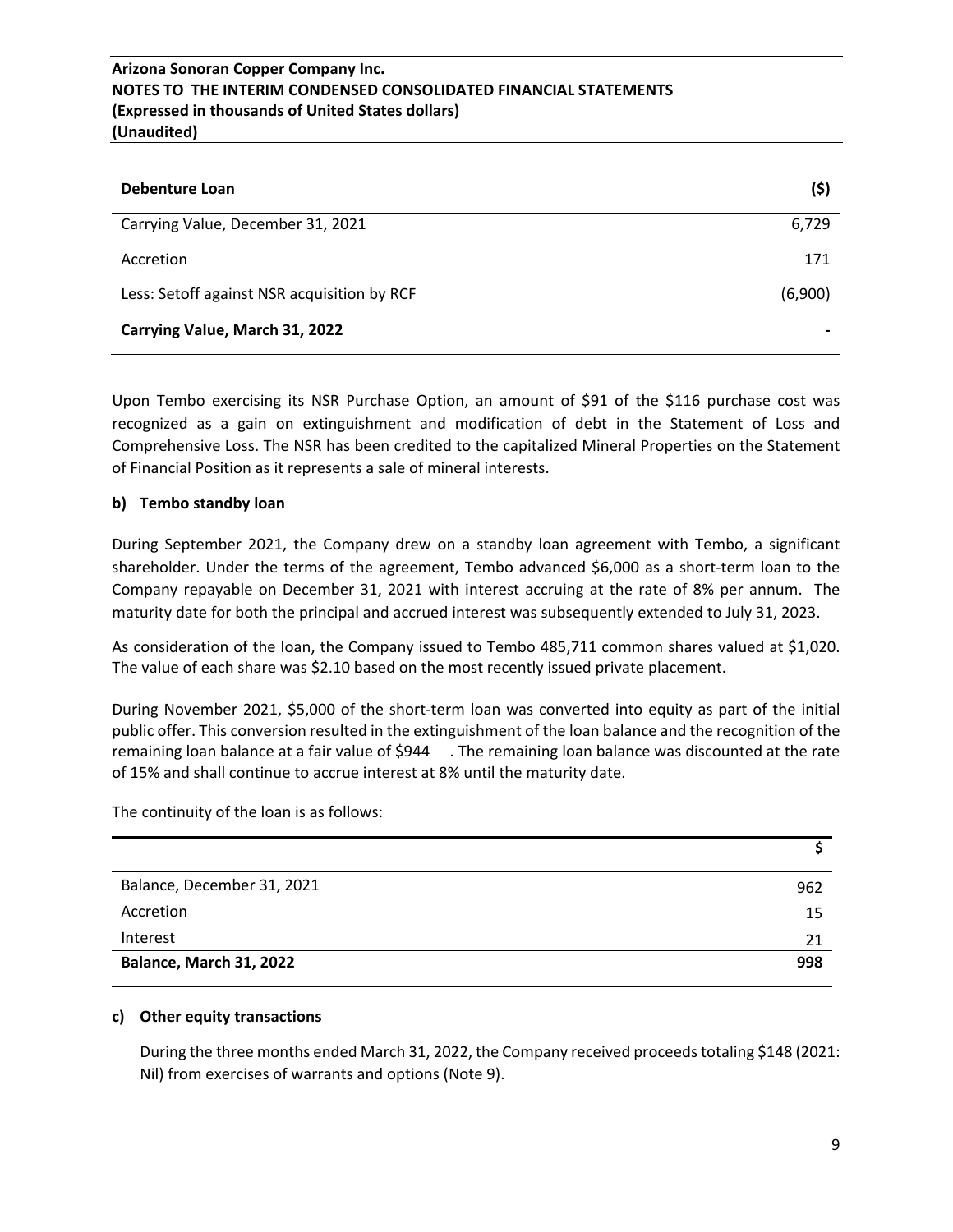| Debenture Loan | ($) |
|---|---|
| Carrying Value, December 31, 2021 | 6,729 |
| Accretion | 171 |
| Less: Setoff against NSR acquisition by RCF | (6,900) |
| **Carrying Value, March 31, 2022** | **-** |

Upon Tembo exercising its NSR Purchase Option, an amount of $91 of the $116 purchase cost was recognized as a gain on extinguishment and modification of debt in the Statement of Loss and Comprehensive Loss. The NSR has been credited to the capitalized Mineral Properties on the Statement of Financial Position as it represents a sale of mineral interests.

**b) Tembo standby loan**

During September 2021, the Company drew on a standby loan agreement with Tembo, a significant shareholder. Under the terms of the agreement, Tembo advanced $6,000 as a short-term loan to the Company repayable on December 31, 2021 with interest accruing at the rate of 8% per annum. The maturity date for both the principal and accrued interest was subsequently extended to July 31, 2023.

As consideration of the loan, the Company issued to Tembo 485,711 common shares valued at $1,020. The value of each share was $2.10 based on the most recently issued private placement.

During November 2021, $5,000 of the short-term loan was converted into equity as part of the initial public offer. This conversion resulted in the extinguishment of the loan balance and the recognition of the remaining loan balance at a fair value of $944 . The remaining loan balance was discounted at the rate of 15% and shall continue to accrue interest at 8% until the maturity date.

The continuity of the loan is as follows:

| | $ |
|---|---|
| Balance, December 31, 2021 | 962 |
| Accretion | 15 |
| Interest | 21 |
| **Balance, March 31, 2022** | **998** |

**c) Other equity transactions**

During the three months ended March 31, 2022, the Company received proceeds totaling $148 (2021: Nil) from exercises of warrants and options (Note 9).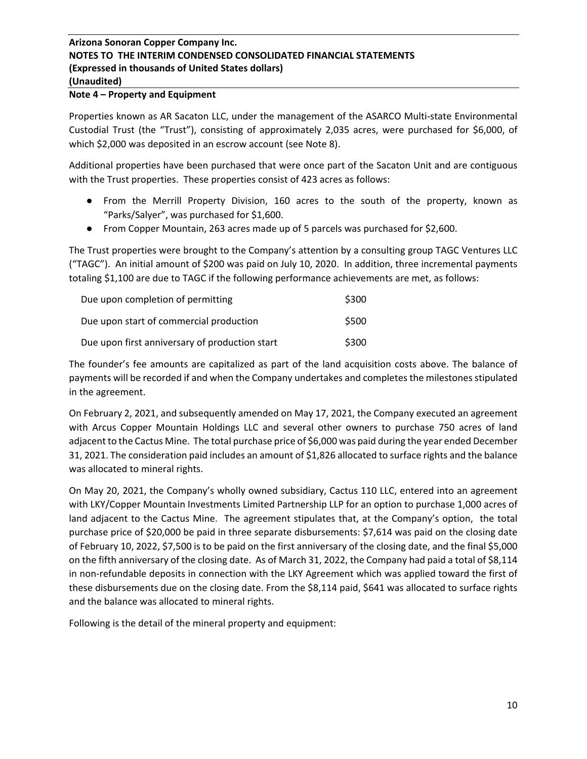## Note 4 – Property and Equipment

Properties known as AR Sacaton LLC, under the management of the ASARCO Multi-state Environmental Custodial Trust (the "Trust"), consisting of approximately 2,035 acres, were purchased for $6,000, of which $2,000 was deposited in an escrow account (see Note 8).

Additional properties have been purchased that were once part of the Sacaton Unit and are contiguous with the Trust properties. These properties consist of 423 acres as follows:

- From the Merrill Property Division, 160 acres to the south of the property, known as "Parks/Salyer", was purchased for $1,600.
- From Copper Mountain, 263 acres made up of 5 parcels was purchased for $2,600.

The Trust properties were brought to the Company's attention by a consulting group TAGC Ventures LLC ("TAGC"). An initial amount of $200 was paid on July 10, 2020. In addition, three incremental payments totaling $1,100 are due to TAGC if the following performance achievements are met, as follows:

| | |
|---|---|
| Due upon completion of permitting | $300 |
| Due upon start of commercial production | $500 |
| Due upon first anniversary of production start | $300 |

The founder's fee amounts are capitalized as part of the land acquisition costs above. The balance of payments will be recorded if and when the Company undertakes and completes the milestones stipulated in the agreement.

On February 2, 2021, and subsequently amended on May 17, 2021, the Company executed an agreement with Arcus Copper Mountain Holdings LLC and several other owners to purchase 750 acres of land adjacent to the Cactus Mine. The total purchase price of $6,000 was paid during the year ended December 31, 2021. The consideration paid includes an amount of $1,826 allocated to surface rights and the balance was allocated to mineral rights.

On May 20, 2021, the Company's wholly owned subsidiary, Cactus 110 LLC, entered into an agreement with LKY/Copper Mountain Investments Limited Partnership LLP for an option to purchase 1,000 acres of land adjacent to the Cactus Mine. The agreement stipulates that, at the Company's option, the total purchase price of $20,000 be paid in three separate disbursements: $7,614 was paid on the closing date of February 10, 2022, $7,500 is to be paid on the first anniversary of the closing date, and the final $5,000 on the fifth anniversary of the closing date. As of March 31, 2022, the Company had paid a total of $8,114 in non-refundable deposits in connection with the LKY Agreement which was applied toward the first of these disbursements due on the closing date. From the $8,114 paid, $641 was allocated to surface rights and the balance was allocated to mineral rights.

Following is the detail of the mineral property and equipment: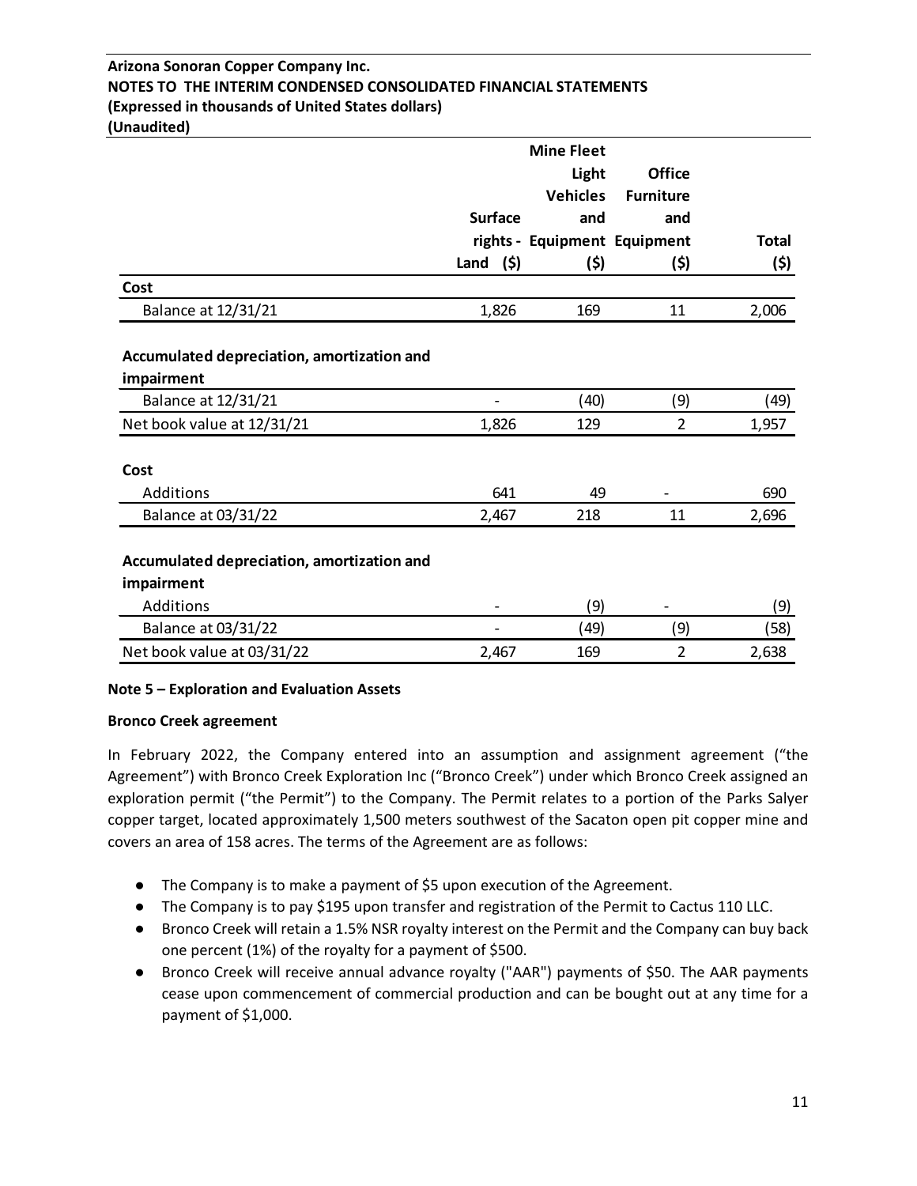| | Surface rights - Land ($) | Mine Fleet Light Vehicles and Equipment ($) | Office Furniture and Equipment ($) | Total ($) |
|---|---|---|---|---|
| **Cost** | | | | |
| Balance at 12/31/21 | 1,826 | 169 | 11 | 2,006 |
| **Accumulated depreciation, amortization and impairment** | | | | |
| Balance at 12/31/21 | - | (40) | (9) | (49) |
| Net book value at 12/31/21 | 1,826 | 129 | 2 | 1,957 |
| **Cost** | | | | |
| Additions | 641 | 49 | - | 690 |
| Balance at 03/31/22 | 2,467 | 218 | 11 | 2,696 |
| **Accumulated depreciation, amortization and impairment** | | | | |
| Additions | - | (9) | - | (9) |
| Balance at 03/31/22 | - | (49) | (9) | (58) |
| Net book value at 03/31/22 | 2,467 | 169 | 2 | 2,638 |

## Note 5 – Exploration and Evaluation Assets

### Bronco Creek agreement

In February 2022, the Company entered into an assumption and assignment agreement ("the Agreement") with Bronco Creek Exploration Inc ("Bronco Creek") under which Bronco Creek assigned an exploration permit ("the Permit") to the Company. The Permit relates to a portion of the Parks Salyer copper target, located approximately 1,500 meters southwest of the Sacaton open pit copper mine and covers an area of 158 acres. The terms of the Agreement are as follows:

- The Company is to make a payment of $5 upon execution of the Agreement.
- The Company is to pay $195 upon transfer and registration of the Permit to Cactus 110 LLC.
- Bronco Creek will retain a 1.5% NSR royalty interest on the Permit and the Company can buy back one percent (1%) of the royalty for a payment of $500.
- Bronco Creek will receive annual advance royalty ("AAR") payments of $50. The AAR payments cease upon commencement of commercial production and can be bought out at any time for a payment of $1,000.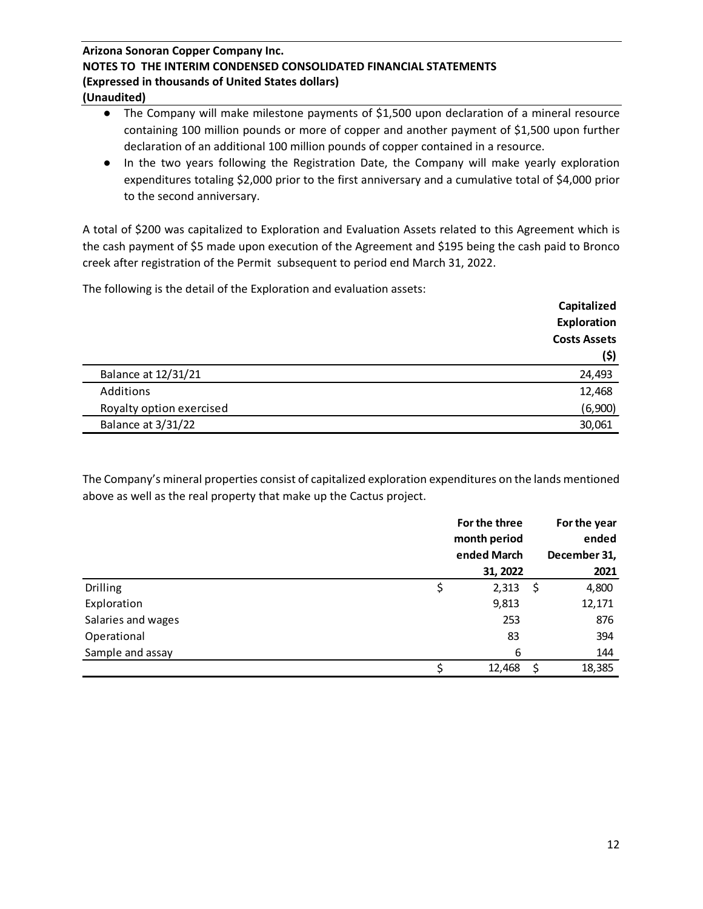- The Company will make milestone payments of $1,500 upon declaration of a mineral resource containing 100 million pounds or more of copper and another payment of $1,500 upon further declaration of an additional 100 million pounds of copper contained in a resource.
- In the two years following the Registration Date, the Company will make yearly exploration expenditures totaling $2,000 prior to the first anniversary and a cumulative total of $4,000 prior to the second anniversary.

A total of $200 was capitalized to Exploration and Evaluation Assets related to this Agreement which is the cash payment of $5 made upon execution of the Agreement and $195 being the cash paid to Bronco creek after registration of the Permit subsequent to period end March 31, 2022.

The following is the detail of the Exploration and evaluation assets:

| | Capitalized Exploration Costs Assets ($) |
|---|---|
| Balance at 12/31/21 | 24,493 |
| Additions | 12,468 |
| Royalty option exercised | (6,900) |
| Balance at 3/31/22 | 30,061 |

The Company's mineral properties consist of capitalized exploration expenditures on the lands mentioned above as well as the real property that make up the Cactus project.

| | For the three month period ended March 31, 2022 | For the year ended December 31, 2021 |
|---|---|---|
| Drilling | $ 2,313 | $ 4,800 |
| Exploration | 9,813 | 12,171 |
| Salaries and wages | 253 | 876 |
| Operational | 83 | 394 |
| Sample and assay | 6 | 144 |
| | $ 12,468 | $ 18,385 |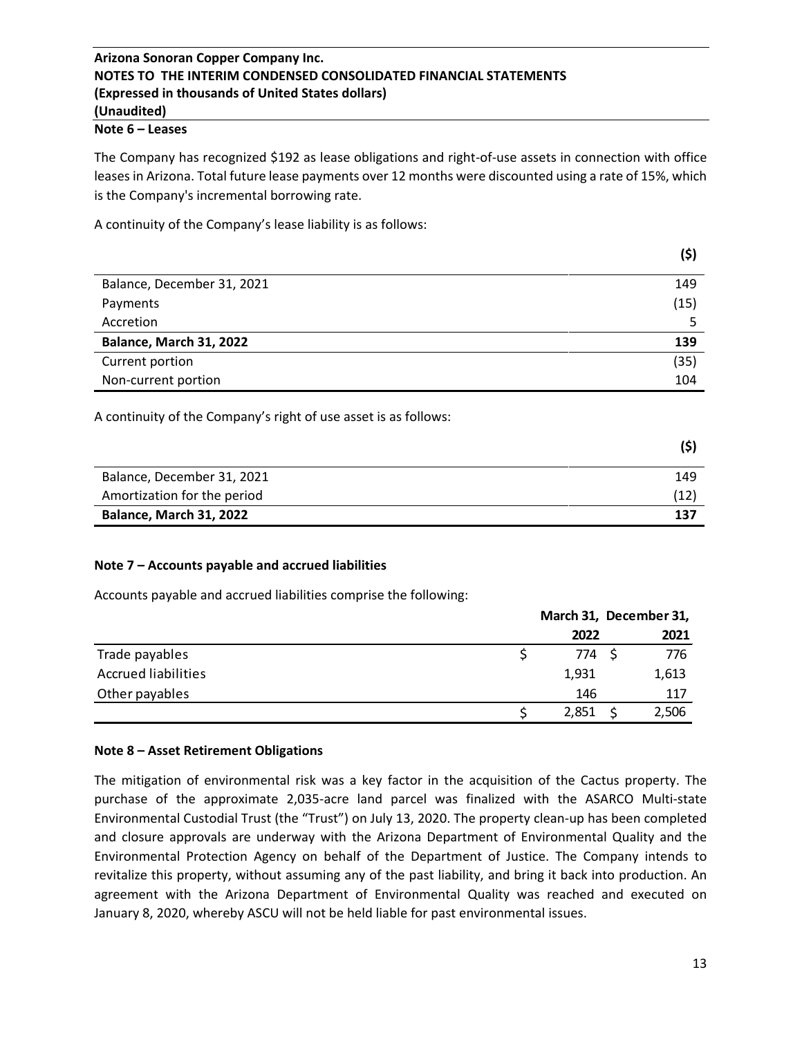## Note 6 – Leases

The Company has recognized \$192 as lease obligations and right-of-use assets in connection with office leases in Arizona. Total future lease payments over 12 months were discounted using a rate of 15%, which is the Company's incremental borrowing rate.

A continuity of the Company's lease liability is as follows:

| | (\$) |
|---|---|
| Balance, December 31, 2021 | 149 |
| Payments | (15) |
| Accretion | 5 |
| **Balance, March 31, 2022** | **139** |
| Current portion | (35) |
| Non-current portion | 104 |

A continuity of the Company's right of use asset is as follows:

| | (\$) |
|---|---|
| Balance, December 31, 2021 | 149 |
| Amortization for the period | (12) |
| **Balance, March 31, 2022** | **137** |

## Note 7 – Accounts payable and accrued liabilities

Accounts payable and accrued liabilities comprise the following:

| | March 31, 2022 | December 31, 2021 |
|---|---|---|
| Trade payables | \$ 774 | \$ 776 |
| Accrued liabilities | 1,931 | 1,613 |
| Other payables | 146 | 117 |
| | \$ 2,851 | \$ 2,506 |

## Note 8 – Asset Retirement Obligations

The mitigation of environmental risk was a key factor in the acquisition of the Cactus property. The purchase of the approximate 2,035-acre land parcel was finalized with the ASARCO Multi-state Environmental Custodial Trust (the "Trust") on July 13, 2020. The property clean-up has been completed and closure approvals are underway with the Arizona Department of Environmental Quality and the Environmental Protection Agency on behalf of the Department of Justice. The Company intends to revitalize this property, without assuming any of the past liability, and bring it back into production. An agreement with the Arizona Department of Environmental Quality was reached and executed on January 8, 2020, whereby ASCU will not be held liable for past environmental issues.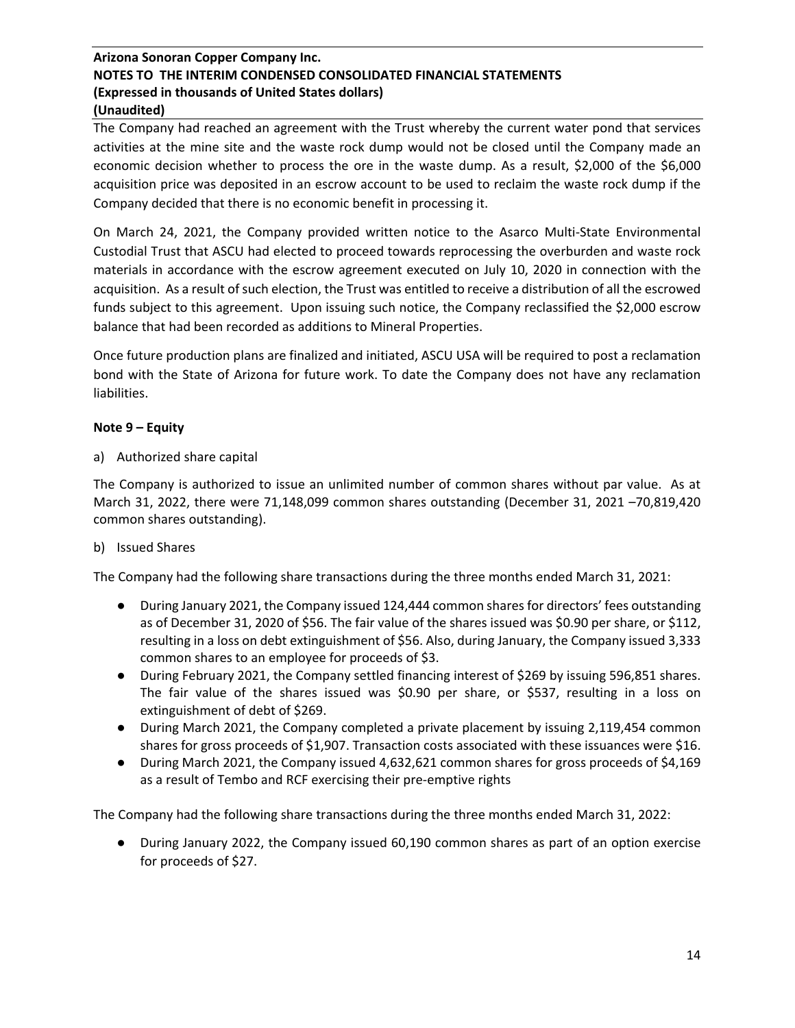The Company had reached an agreement with the Trust whereby the current water pond that services activities at the mine site and the waste rock dump would not be closed until the Company made an economic decision whether to process the ore in the waste dump. As a result, $2,000 of the $6,000 acquisition price was deposited in an escrow account to be used to reclaim the waste rock dump if the Company decided that there is no economic benefit in processing it.

On March 24, 2021, the Company provided written notice to the Asarco Multi-State Environmental Custodial Trust that ASCU had elected to proceed towards reprocessing the overburden and waste rock materials in accordance with the escrow agreement executed on July 10, 2020 in connection with the acquisition. As a result of such election, the Trust was entitled to receive a distribution of all the escrowed funds subject to this agreement. Upon issuing such notice, the Company reclassified the $2,000 escrow balance that had been recorded as additions to Mineral Properties.

Once future production plans are finalized and initiated, ASCU USA will be required to post a reclamation bond with the State of Arizona for future work. To date the Company does not have any reclamation liabilities.

## Note 9 – Equity

a) Authorized share capital

The Company is authorized to issue an unlimited number of common shares without par value. As at March 31, 2022, there were 71,148,099 common shares outstanding (December 31, 2021 –70,819,420 common shares outstanding).

b) Issued Shares

The Company had the following share transactions during the three months ended March 31, 2021:

- During January 2021, the Company issued 124,444 common shares for directors' fees outstanding as of December 31, 2020 of $56. The fair value of the shares issued was $0.90 per share, or $112, resulting in a loss on debt extinguishment of $56. Also, during January, the Company issued 3,333 common shares to an employee for proceeds of $3.
- During February 2021, the Company settled financing interest of $269 by issuing 596,851 shares. The fair value of the shares issued was $0.90 per share, or $537, resulting in a loss on extinguishment of debt of $269.
- During March 2021, the Company completed a private placement by issuing 2,119,454 common shares for gross proceeds of $1,907. Transaction costs associated with these issuances were $16.
- During March 2021, the Company issued 4,632,621 common shares for gross proceeds of $4,169 as a result of Tembo and RCF exercising their pre-emptive rights

The Company had the following share transactions during the three months ended March 31, 2022:

- During January 2022, the Company issued 60,190 common shares as part of an option exercise for proceeds of $27.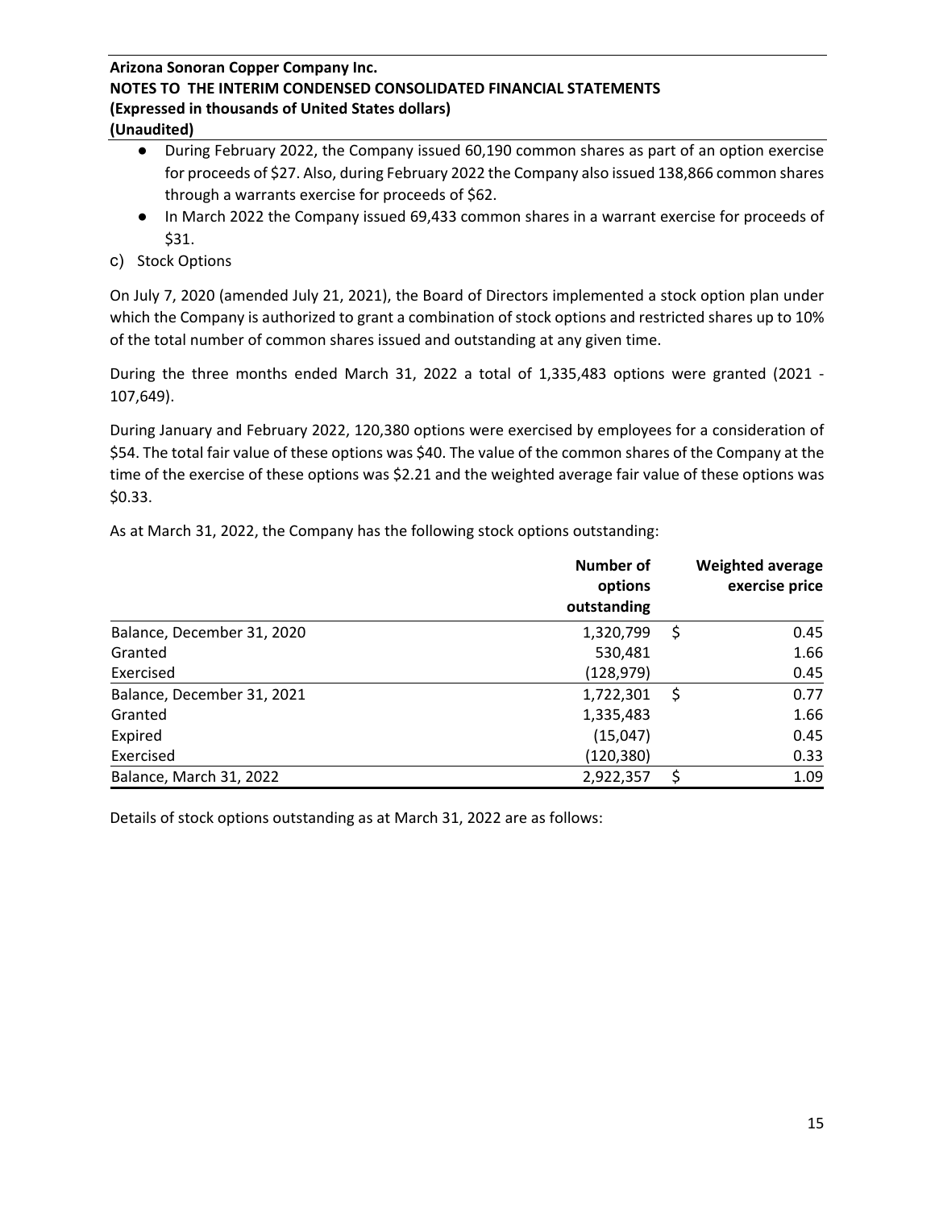- During February 2022, the Company issued 60,190 common shares as part of an option exercise for proceeds of $27. Also, during February 2022 the Company also issued 138,866 common shares through a warrants exercise for proceeds of $62.
- In March 2022 the Company issued 69,433 common shares in a warrant exercise for proceeds of $31.

c) Stock Options

On July 7, 2020 (amended July 21, 2021), the Board of Directors implemented a stock option plan under which the Company is authorized to grant a combination of stock options and restricted shares up to 10% of the total number of common shares issued and outstanding at any given time.

During the three months ended March 31, 2022 a total of 1,335,483 options were granted (2021 - 107,649).

During January and February 2022, 120,380 options were exercised by employees for a consideration of $54. The total fair value of these options was $40. The value of the common shares of the Company at the time of the exercise of these options was $2.21 and the weighted average fair value of these options was $0.33.

As at March 31, 2022, the Company has the following stock options outstanding:

| | Number of options outstanding | Weighted average exercise price |
|---|---|---|
| Balance, December 31, 2020 | 1,320,799 | $ 0.45 |
| Granted | 530,481 | 1.66 |
| Exercised | (128,979) | 0.45 |
| Balance, December 31, 2021 | 1,722,301 | $ 0.77 |
| Granted | 1,335,483 | 1.66 |
| Expired | (15,047) | 0.45 |
| Exercised | (120,380) | 0.33 |
| Balance, March 31, 2022 | 2,922,357 | $ 1.09 |

Details of stock options outstanding as at March 31, 2022 are as follows: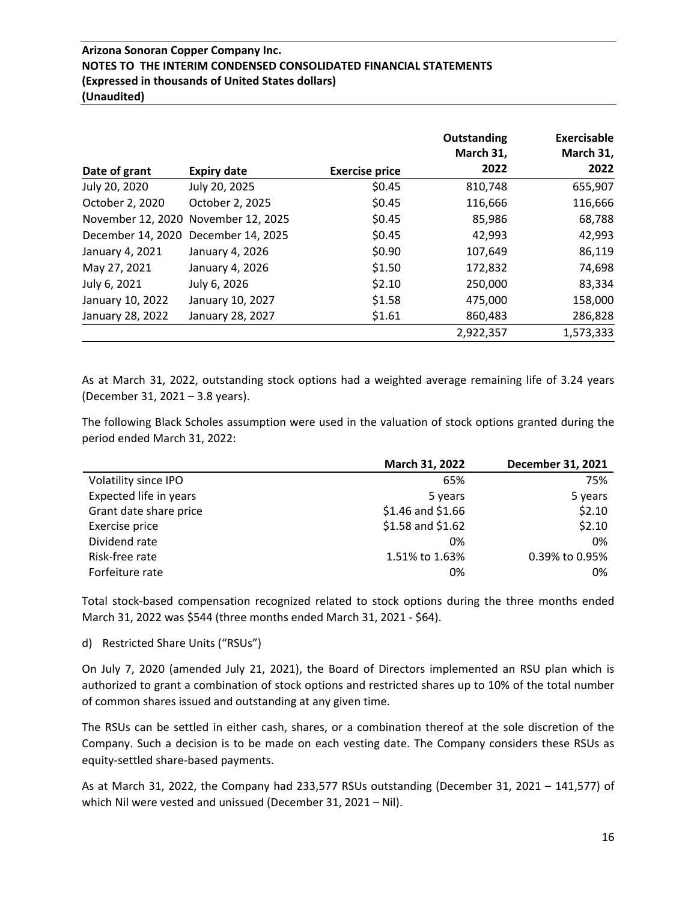| Date of grant | Expiry date | Exercise price | Outstanding March 31, 2022 | Exercisable March 31, 2022 |
|---|---|---|---|---|
| July 20, 2020 | July 20, 2025 | $0.45 | 810,748 | 655,907 |
| October 2, 2020 | October 2, 2025 | $0.45 | 116,666 | 116,666 |
| November 12, 2020 | November 12, 2025 | $0.45 | 85,986 | 68,788 |
| December 14, 2020 | December 14, 2025 | $0.45 | 42,993 | 42,993 |
| January 4, 2021 | January 4, 2026 | $0.90 | 107,649 | 86,119 |
| May 27, 2021 | January 4, 2026 | $1.50 | 172,832 | 74,698 |
| July 6, 2021 | July 6, 2026 | $2.10 | 250,000 | 83,334 |
| January 10, 2022 | January 10, 2027 | $1.58 | 475,000 | 158,000 |
| January 28, 2022 | January 28, 2027 | $1.61 | 860,483 | 286,828 |
| | | | 2,922,357 | 1,573,333 |

As at March 31, 2022, outstanding stock options had a weighted average remaining life of 3.24 years (December 31, 2021 – 3.8 years).

The following Black Scholes assumption were used in the valuation of stock options granted during the period ended March 31, 2022:

| | March 31, 2022 | December 31, 2021 |
|---|---|---|
| Volatility since IPO | 65% | 75% |
| Expected life in years | 5 years | 5 years |
| Grant date share price | $1.46 and $1.66 | $2.10 |
| Exercise price | $1.58 and $1.62 | $2.10 |
| Dividend rate | 0% | 0% |
| Risk-free rate | 1.51% to 1.63% | 0.39% to 0.95% |
| Forfeiture rate | 0% | 0% |

Total stock-based compensation recognized related to stock options during the three months ended March 31, 2022 was $544 (three months ended March 31, 2021 - $64).

d) Restricted Share Units ("RSUs")

On July 7, 2020 (amended July 21, 2021), the Board of Directors implemented an RSU plan which is authorized to grant a combination of stock options and restricted shares up to 10% of the total number of common shares issued and outstanding at any given time.

The RSUs can be settled in either cash, shares, or a combination thereof at the sole discretion of the Company. Such a decision is to be made on each vesting date. The Company considers these RSUs as equity-settled share-based payments.

As at March 31, 2022, the Company had 233,577 RSUs outstanding (December 31, 2021 – 141,577) of which Nil were vested and unissued (December 31, 2021 – Nil).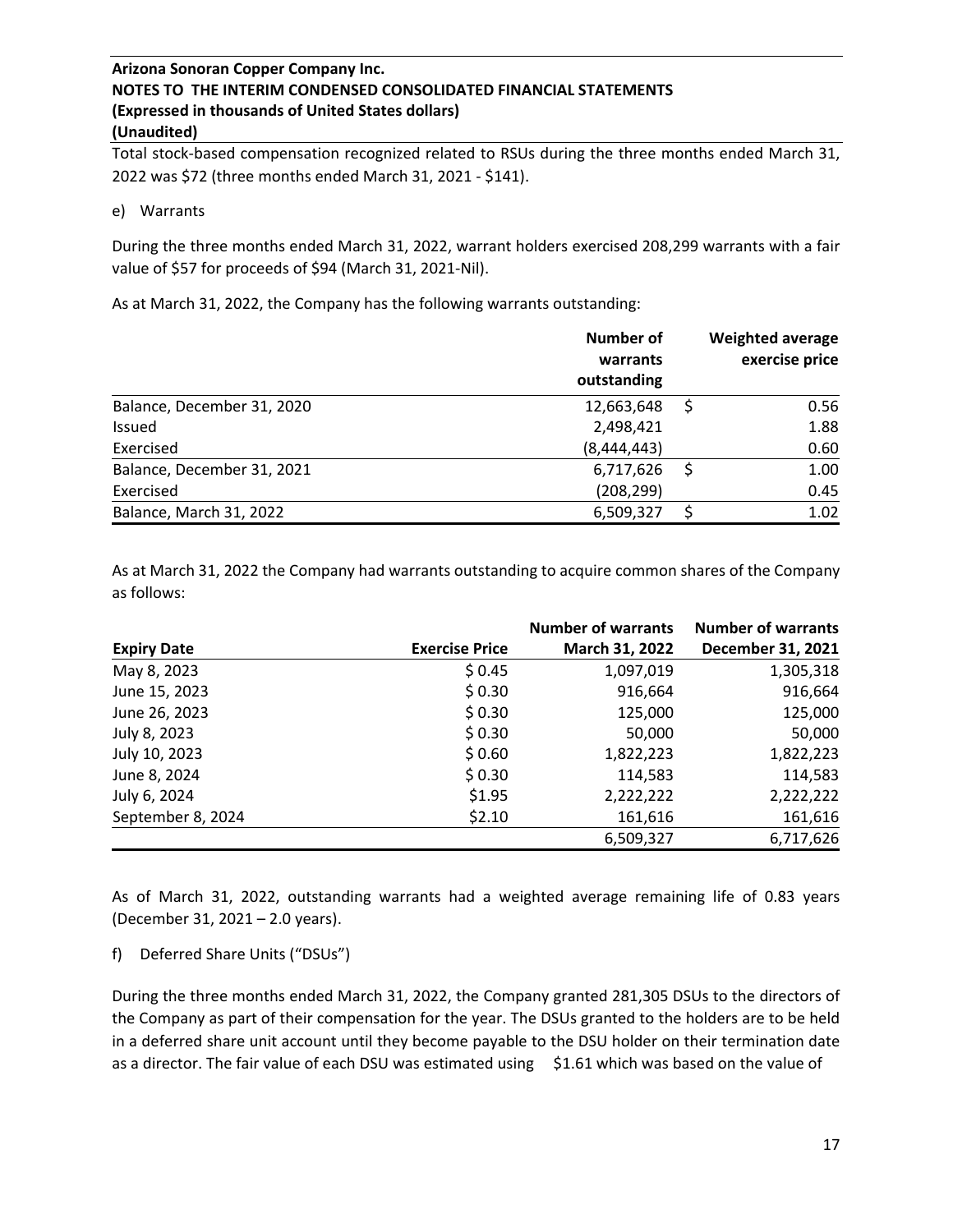Total stock-based compensation recognized related to RSUs during the three months ended March 31, 2022 was $72 (three months ended March 31, 2021 - $141).

e) Warrants

During the three months ended March 31, 2022, warrant holders exercised 208,299 warrants with a fair value of $57 for proceeds of $94 (March 31, 2021-Nil).

As at March 31, 2022, the Company has the following warrants outstanding:

| | Number of warrants outstanding | Weighted average exercise price |
|---|---|---|
| Balance, December 31, 2020 | 12,663,648 | $ 0.56 |
| Issued | 2,498,421 | 1.88 |
| Exercised | (8,444,443) | 0.60 |
| Balance, December 31, 2021 | 6,717,626 | $ 1.00 |
| Exercised | (208,299) | 0.45 |
| Balance, March 31, 2022 | 6,509,327 | $ 1.02 |

As at March 31, 2022 the Company had warrants outstanding to acquire common shares of the Company as follows:

| Expiry Date | Exercise Price | Number of warrants March 31, 2022 | Number of warrants December 31, 2021 |
|---|---|---|---|
| May 8, 2023 | $ 0.45 | 1,097,019 | 1,305,318 |
| June 15, 2023 | $ 0.30 | 916,664 | 916,664 |
| June 26, 2023 | $ 0.30 | 125,000 | 125,000 |
| July 8, 2023 | $ 0.30 | 50,000 | 50,000 |
| July 10, 2023 | $ 0.60 | 1,822,223 | 1,822,223 |
| June 8, 2024 | $ 0.30 | 114,583 | 114,583 |
| July 6, 2024 | $1.95 | 2,222,222 | 2,222,222 |
| September 8, 2024 | $2.10 | 161,616 | 161,616 |
| | | 6,509,327 | 6,717,626 |

As of March 31, 2022, outstanding warrants had a weighted average remaining life of 0.83 years (December 31, 2021 – 2.0 years).

f) Deferred Share Units ("DSUs")

During the three months ended March 31, 2022, the Company granted 281,305 DSUs to the directors of the Company as part of their compensation for the year. The DSUs granted to the holders are to be held in a deferred share unit account until they become payable to the DSU holder on their termination date as a director. The fair value of each DSU was estimated using $1.61 which was based on the value of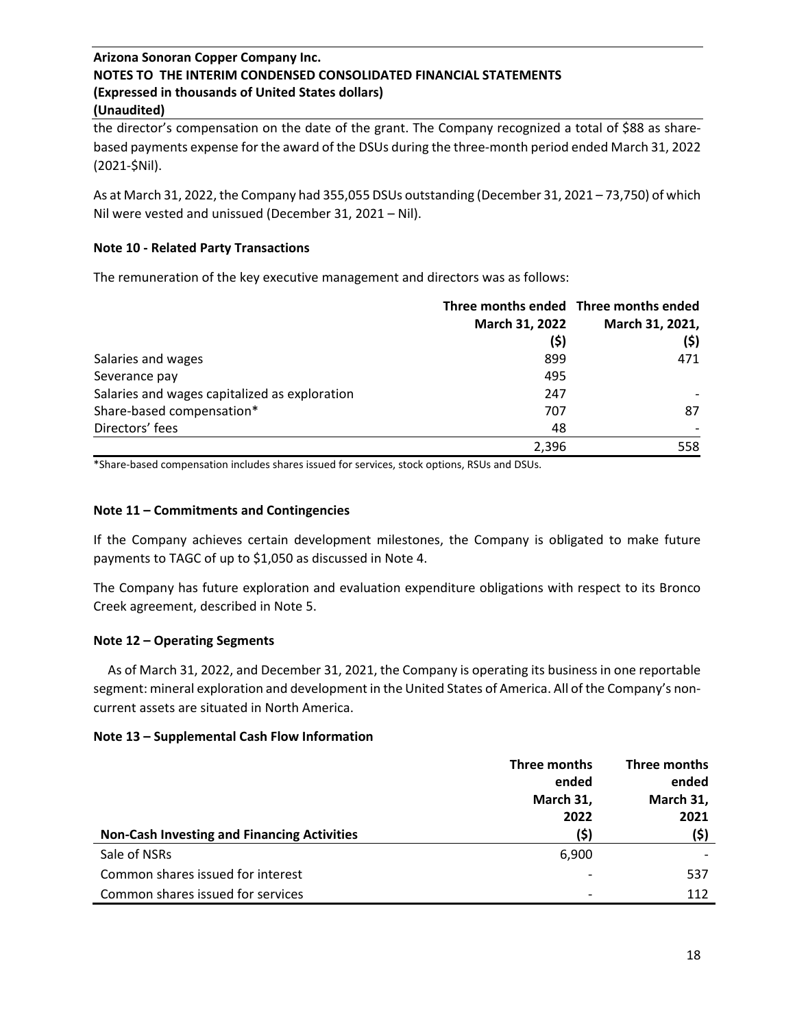the director's compensation on the date of the grant. The Company recognized a total of $88 as share-based payments expense for the award of the DSUs during the three-month period ended March 31, 2022 (2021-$Nil).

As at March 31, 2022, the Company had 355,055 DSUs outstanding (December 31, 2021 – 73,750) of which Nil were vested and unissued (December 31, 2021 – Nil).

**Note 10 - Related Party Transactions**

The remuneration of the key executive management and directors was as follows:

| | Three months ended March 31, 2022 ($) | Three months ended March 31, 2021, ($) |
|---|---|---|
| Salaries and wages | 899 | 471 |
| Severance pay | 495 | |
| Salaries and wages capitalized as exploration | 247 | - |
| Share-based compensation* | 707 | 87 |
| Directors' fees | 48 | - |
| | 2,396 | 558 |

*Share-based compensation includes shares issued for services, stock options, RSUs and DSUs.

**Note 11 – Commitments and Contingencies**

If the Company achieves certain development milestones, the Company is obligated to make future payments to TAGC of up to $1,050 as discussed in Note 4.

The Company has future exploration and evaluation expenditure obligations with respect to its Bronco Creek agreement, described in Note 5.

**Note 12 – Operating Segments**

As of March 31, 2022, and December 31, 2021, the Company is operating its business in one reportable segment: mineral exploration and development in the United States of America. All of the Company's non-current assets are situated in North America.

**Note 13 – Supplemental Cash Flow Information**

| Non-Cash Investing and Financing Activities | Three months ended March 31, 2022 ($) | Three months ended March 31, 2021 ($) |
|---|---|---|
| Sale of NSRs | 6,900 | - |
| Common shares issued for interest | - | 537 |
| Common shares issued for services | - | 112 |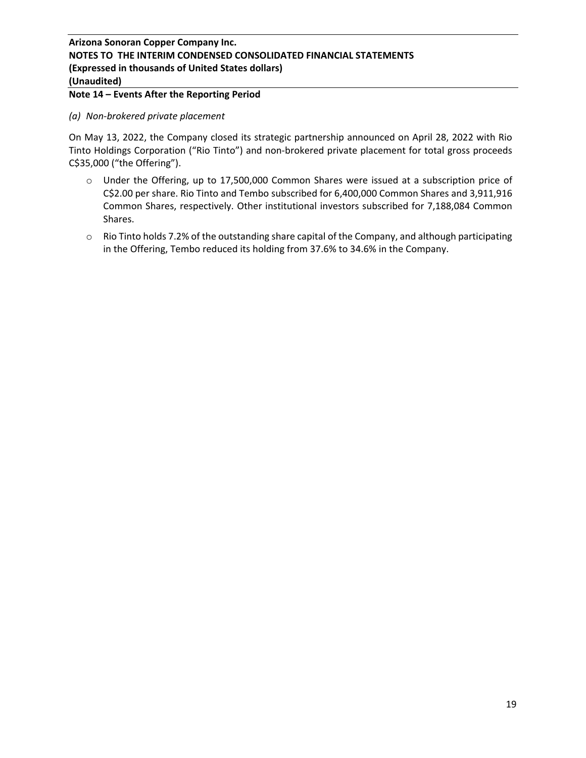**Arizona Sonoran Copper Company Inc.**
**NOTES TO THE INTERIM CONDENSED CONSOLIDATED FINANCIAL STATEMENTS**
**(Expressed in thousands of United States dollars)**
**(Unaudited)**

**Note 14 – Events After the Reporting Period**

*(a) Non-brokered private placement*

On May 13, 2022, the Company closed its strategic partnership announced on April 28, 2022 with Rio Tinto Holdings Corporation ("Rio Tinto") and non-brokered private placement for total gross proceeds C$35,000 ("the Offering").

- Under the Offering, up to 17,500,000 Common Shares were issued at a subscription price of C$2.00 per share. Rio Tinto and Tembo subscribed for 6,400,000 Common Shares and 3,911,916 Common Shares, respectively. Other institutional investors subscribed for 7,188,084 Common Shares.
- Rio Tinto holds 7.2% of the outstanding share capital of the Company, and although participating in the Offering, Tembo reduced its holding from 37.6% to 34.6% in the Company.